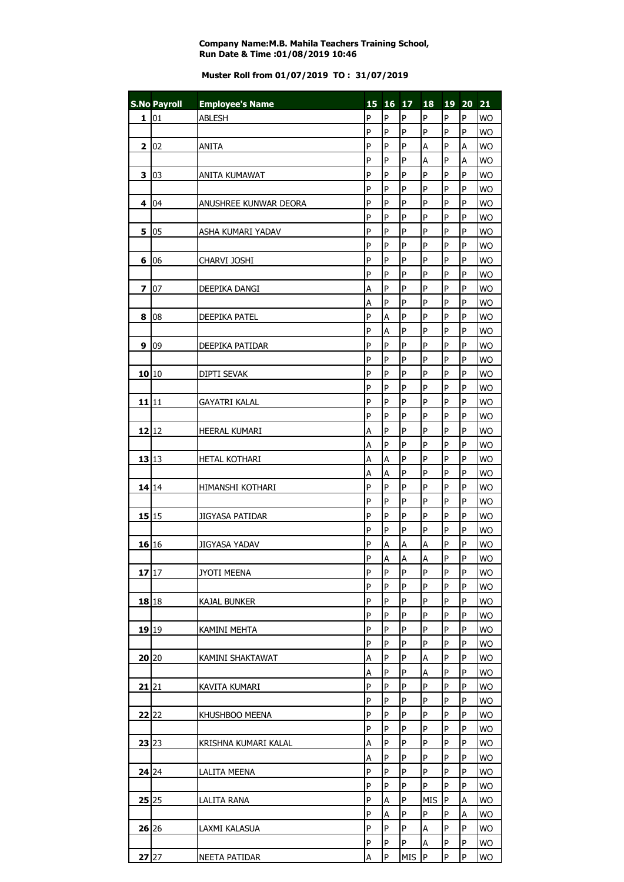**Company Name:M.B. Mahila Teachers Training School,**
**Run Date & Time :01/08/2019 10:46**

**Muster Roll from 01/07/2019 TO : 31/07/2019**

| S.No | Payroll | Employee's Name | 15 | 16 | 17 | 18 | 19 | 20 | 21 |
|---|---|---|---|---|---|---|---|---|---|
| 1 | 01 | ABLESH | P | P | P | P | P | P | WO |
| | | | P | P | P | P | P | P | WO |
| 2 | 02 | ANITA | P | P | P | A | P | A | WO |
| | | | P | P | P | A | P | A | WO |
| 3 | 03 | ANITA KUMAWAT | P | P | P | P | P | P | WO |
| | | | P | P | P | P | P | P | WO |
| 4 | 04 | ANUSHREE KUNWAR DEORA | P | P | P | P | P | P | WO |
| | | | P | P | P | P | P | P | WO |
| 5 | 05 | ASHA KUMARI YADAV | P | P | P | P | P | P | WO |
| | | | P | P | P | P | P | P | WO |
| 6 | 06 | CHARVI JOSHI | P | P | P | P | P | P | WO |
| | | | P | P | P | P | P | P | WO |
| 7 | 07 | DEEPIKA DANGI | A | P | P | P | P | P | WO |
| | | | A | P | P | P | P | P | WO |
| 8 | 08 | DEEPIKA PATEL | P | A | P | P | P | P | WO |
| | | | P | A | P | P | P | P | WO |
| 9 | 09 | DEEPIKA PATIDAR | P | P | P | P | P | P | WO |
| | | | P | P | P | P | P | P | WO |
| 10 | 10 | DIPTI SEVAK | P | P | P | P | P | P | WO |
| | | | P | P | P | P | P | P | WO |
| 11 | 11 | GAYATRI KALAL | P | P | P | P | P | P | WO |
| | | | P | P | P | P | P | P | WO |
| 12 | 12 | HEERAL KUMARI | A | P | P | P | P | P | WO |
| | | | A | P | P | P | P | P | WO |
| 13 | 13 | HETAL KOTHARI | A | A | P | P | P | P | WO |
| | | | A | A | P | P | P | P | WO |
| 14 | 14 | HIMANSHI KOTHARI | P | P | P | P | P | P | WO |
| | | | P | P | P | P | P | P | WO |
| 15 | 15 | JIGYASA PATIDAR | P | P | P | P | P | P | WO |
| | | | P | P | P | P | P | P | WO |
| 16 | 16 | JIGYASA YADAV | P | A | A | A | P | P | WO |
| | | | P | A | A | A | P | P | WO |
| 17 | 17 | JYOTI MEENA | P | P | P | P | P | P | WO |
| | | | P | P | P | P | P | P | WO |
| 18 | 18 | KAJAL BUNKER | P | P | P | P | P | P | WO |
| | | | P | P | P | P | P | P | WO |
| 19 | 19 | KAMINI MEHTA | P | P | P | P | P | P | WO |
| | | | P | P | P | P | P | P | WO |
| 20 | 20 | KAMINI SHAKTAWAT | A | P | P | A | P | P | WO |
| | | | A | P | P | A | P | P | WO |
| 21 | 21 | KAVITA KUMARI | P | P | P | P | P | P | WO |
| | | | P | P | P | P | P | P | WO |
| 22 | 22 | KHUSHBOO MEENA | P | P | P | P | P | P | WO |
| | | | P | P | P | P | P | P | WO |
| 23 | 23 | KRISHNA KUMARI KALAL | A | P | P | P | P | P | WO |
| | | | A | P | P | P | P | P | WO |
| 24 | 24 | LALITA MEENA | P | P | P | P | P | P | WO |
| | | | P | P | P | P | P | P | WO |
| 25 | 25 | LALITA RANA | P | A | P | MIS | P | A | WO |
| | | | P | A | P | P | P | A | WO |
| 26 | 26 | LAXMI KALASUA | P | P | P | A | P | P | WO |
| | | | P | P | P | A | P | P | WO |
| 27 | 27 | NEETA PATIDAR | A | P | MIS | P | P | P | WO |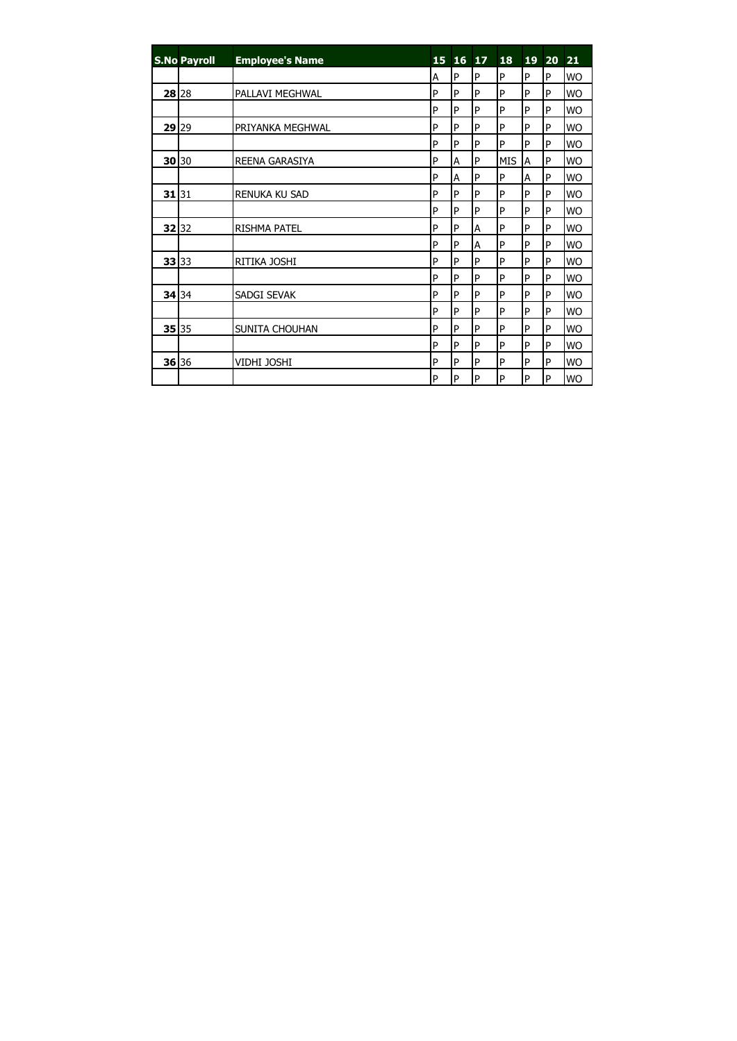| S.No | Payroll | Employee's Name | 15 | 16 | 17 | 18 | 19 | 20 | 21 |
|---|---|---|---|---|---|---|---|---|---|
| | | | A | P | P | P | P | P | WO |
| **28** | 28 | PALLAVI MEGHWAL | P | P | P | P | P | P | WO |
| | | | P | P | P | P | P | P | WO |
| **29** | 29 | PRIYANKA MEGHWAL | P | P | P | P | P | P | WO |
| | | | P | P | P | P | P | P | WO |
| **30** | 30 | REENA GARASIYA | P | A | P | MIS | A | P | WO |
| | | | P | A | P | P | A | P | WO |
| **31** | 31 | RENUKA KU SAD | P | P | P | P | P | P | WO |
| | | | P | P | P | P | P | P | WO |
| **32** | 32 | RISHMA PATEL | P | P | A | P | P | P | WO |
| | | | P | P | A | P | P | P | WO |
| **33** | 33 | RITIKA JOSHI | P | P | P | P | P | P | WO |
| | | | P | P | P | P | P | P | WO |
| **34** | 34 | SADGI SEVAK | P | P | P | P | P | P | WO |
| | | | P | P | P | P | P | P | WO |
| **35** | 35 | SUNITA CHOUHAN | P | P | P | P | P | P | WO |
| | | | P | P | P | P | P | P | WO |
| **36** | 36 | VIDHI JOSHI | P | P | P | P | P | P | WO |
| | | | P | P | P | P | P | P | WO |